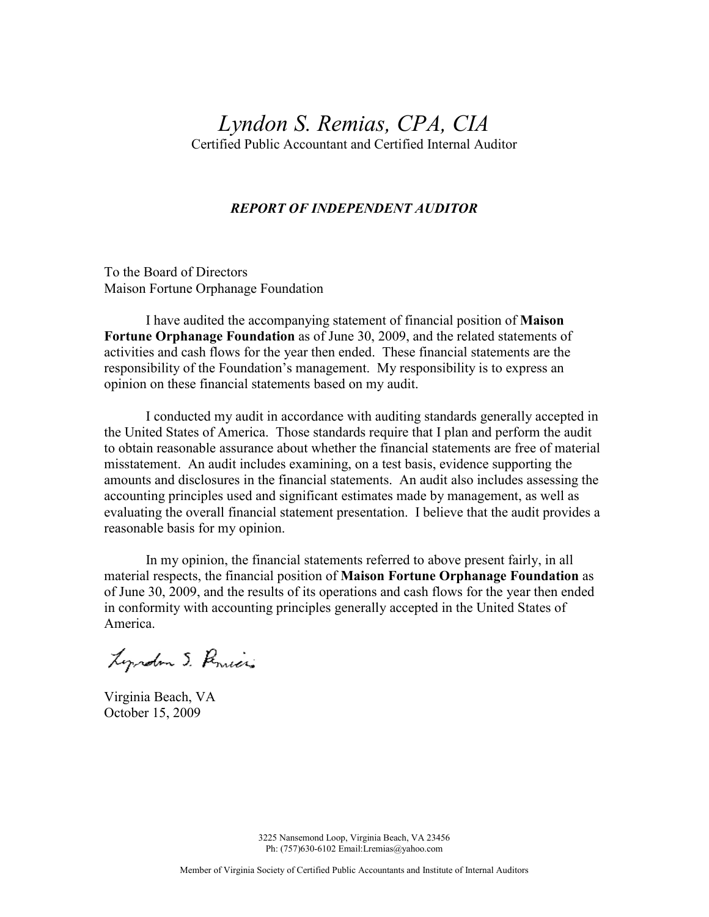# *Lyndon S. Remias, CPA, CIA*

Certified Public Accountant and Certified Internal Auditor

## ***REPORT OF INDEPENDENT AUDITOR***

To the Board of Directors
Maison Fortune Orphanage Foundation

I have audited the accompanying statement of financial position of **Maison Fortune Orphanage Foundation** as of June 30, 2009, and the related statements of activities and cash flows for the year then ended. These financial statements are the responsibility of the Foundation's management. My responsibility is to express an opinion on these financial statements based on my audit.

I conducted my audit in accordance with auditing standards generally accepted in the United States of America. Those standards require that I plan and perform the audit to obtain reasonable assurance about whether the financial statements are free of material misstatement. An audit includes examining, on a test basis, evidence supporting the amounts and disclosures in the financial statements. An audit also includes assessing the accounting principles used and significant estimates made by management, as well as evaluating the overall financial statement presentation. I believe that the audit provides a reasonable basis for my opinion.

In my opinion, the financial statements referred to above present fairly, in all material respects, the financial position of **Maison Fortune Orphanage Foundation** as of June 30, 2009, and the results of its operations and cash flows for the year then ended in conformity with accounting principles generally accepted in the United States of America.

Lyndon S. Remias

Virginia Beach, VA
October 15, 2009

3225 Nansemond Loop, Virginia Beach, VA 23456
Ph: (757)630-6102 Email:Lremias@yahoo.com

Member of Virginia Society of Certified Public Accountants and Institute of Internal Auditors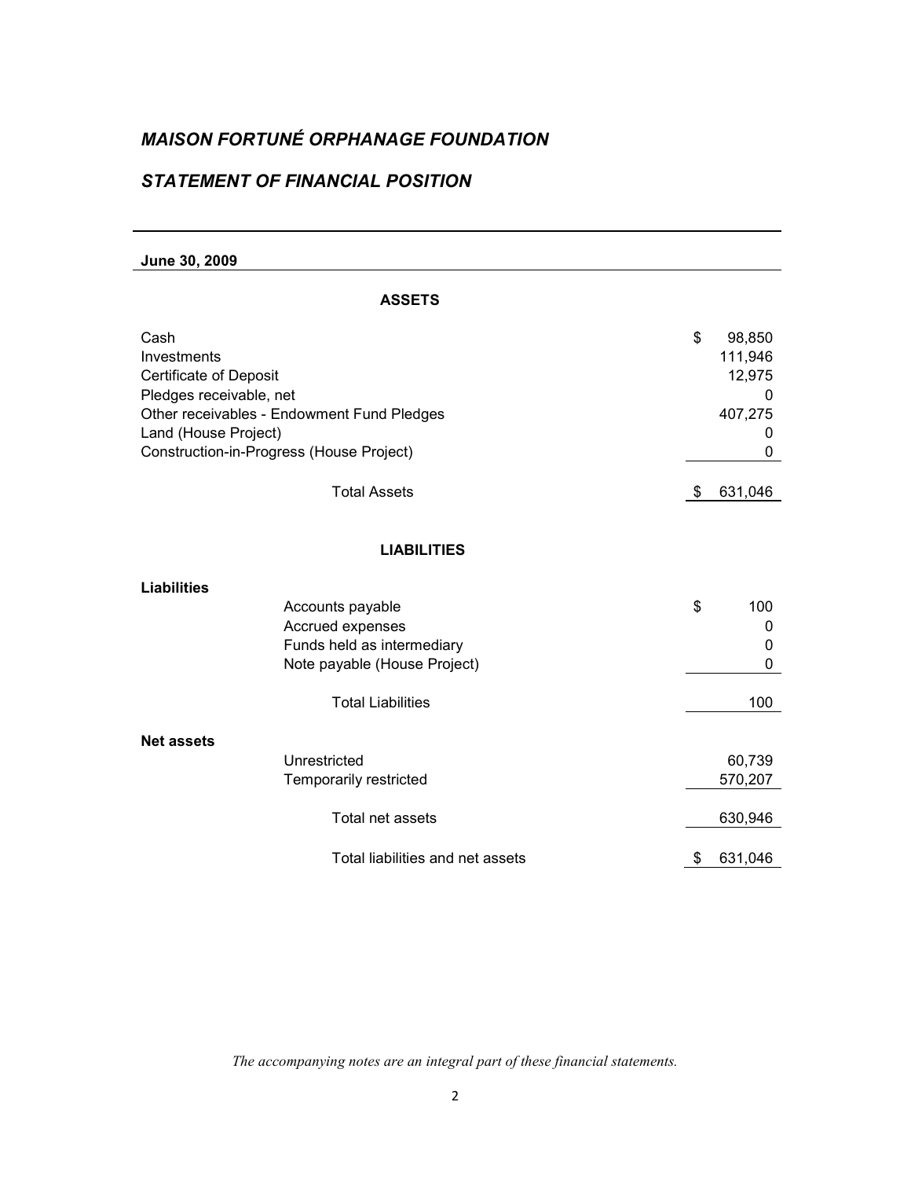# *MAISON FORTUNÉ ORPHANAGE FOUNDATION*

## *STATEMENT OF FINANCIAL POSITION*

**June 30, 2009**

### ASSETS

| | | |
|---|---|---|
| Cash | $ | 98,850 |
| Investments | | 111,946 |
| Certificate of Deposit | | 12,975 |
| Pledges receivable, net | | 0 |
| Other receivables - Endowment Fund Pledges | | 407,275 |
| Land (House Project) | | 0 |
| Construction-in-Progress (House Project) | | 0 |
| Total Assets | $ | 631,046 |

### LIABILITIES

| | | |
|---|---|---|
| **Liabilities** | | |
| Accounts payable | $ | 100 |
| Accrued expenses | | 0 |
| Funds held as intermediary | | 0 |
| Note payable (House Project) | | 0 |
| Total Liabilities | | 100 |
| **Net assets** | | |
| Unrestricted | | 60,739 |
| Temporarily restricted | | 570,207 |
| Total net assets | | 630,946 |
| Total liabilities and net assets | $ | 631,046 |

*The accompanying notes are an integral part of these financial statements.*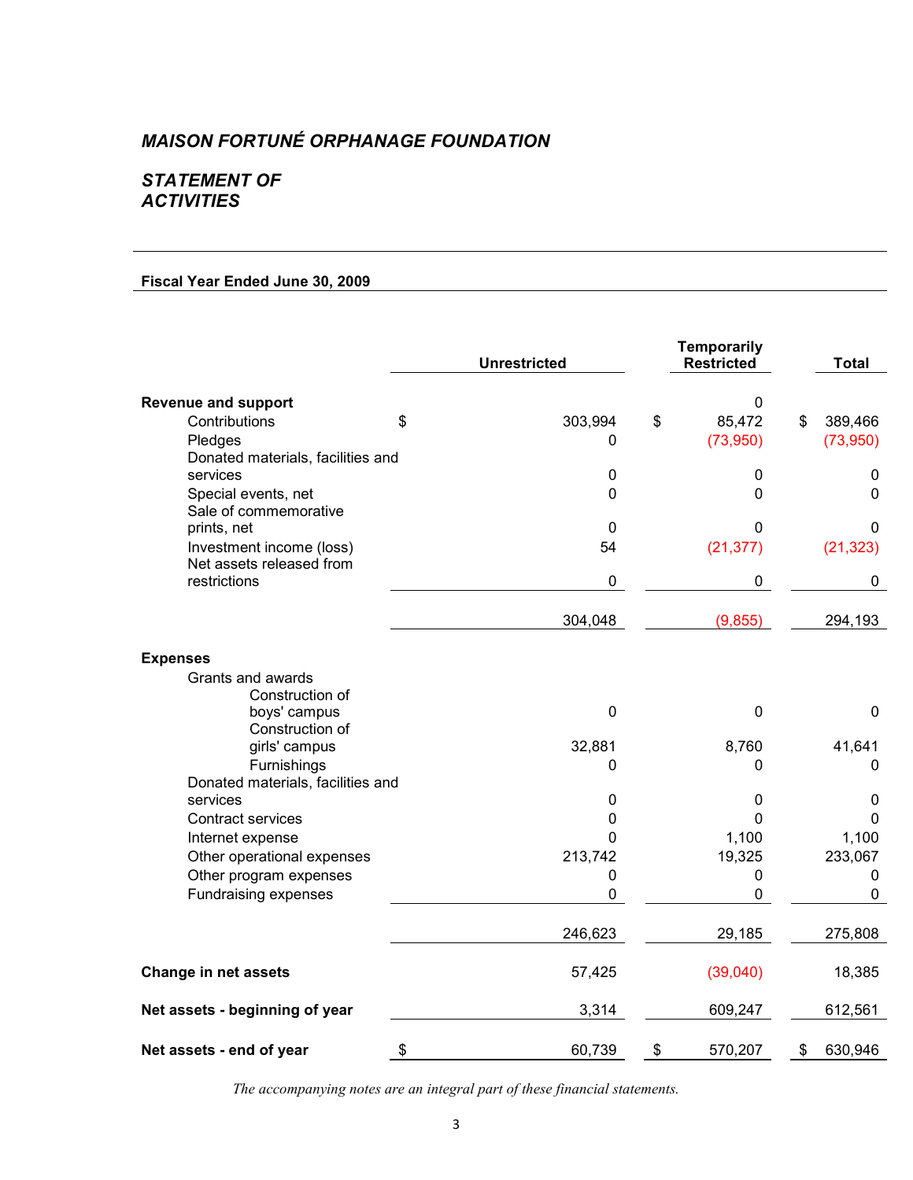# *MAISON FORTUNÉ ORPHANAGE FOUNDATION*

## *STATEMENT OF ACTIVITIES*

**Fiscal Year Ended June 30, 2009**

| | Unrestricted | Temporarily Restricted | Total |
|---|---|---|---|
| **Revenue and support** | | 0 | |
| Contributions | $ 303,994 | $ 85,472 | $ 389,466 |
| Pledges | 0 | (73,950) | (73,950) |
| Donated materials, facilities and services | 0 | 0 | 0 |
| Special events, net | 0 | 0 | 0 |
| Sale of commemorative prints, net | 0 | 0 | 0 |
| Investment income (loss) | 54 | (21,377) | (21,323) |
| Net assets released from restrictions | 0 | 0 | 0 |
| | 304,048 | (9,855) | 294,193 |
| **Expenses** | | | |
| Grants and awards | | | |
| Construction of boys' campus | 0 | 0 | 0 |
| Construction of girls' campus | 32,881 | 8,760 | 41,641 |
| Furnishings | 0 | 0 | 0 |
| Donated materials, facilities and services | 0 | 0 | 0 |
| Contract services | 0 | 0 | 0 |
| Internet expense | 0 | 1,100 | 1,100 |
| Other operational expenses | 213,742 | 19,325 | 233,067 |
| Other program expenses | 0 | 0 | 0 |
| Fundraising expenses | 0 | 0 | 0 |
| | 246,623 | 29,185 | 275,808 |
| **Change in net assets** | 57,425 | (39,040) | 18,385 |
| **Net assets - beginning of year** | 3,314 | 609,247 | 612,561 |
| **Net assets - end of year** | $ 60,739 | $ 570,207 | $ 630,946 |

*The accompanying notes are an integral part of these financial statements.*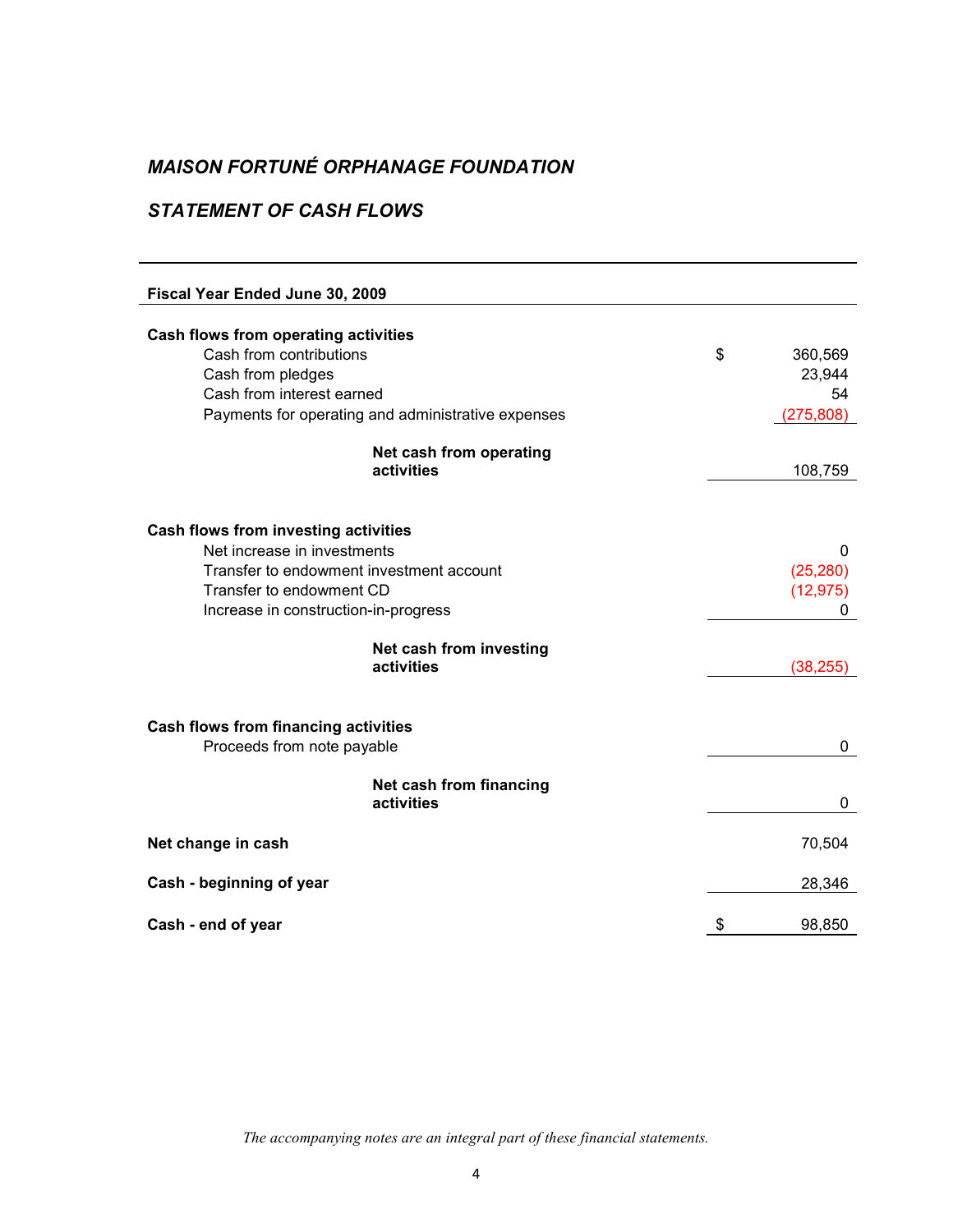## *MAISON FORTUNÉ ORPHANAGE FOUNDATION*

## *STATEMENT OF CASH FLOWS*

| **Fiscal Year Ended June 30, 2009** | |
|---|---|
| **Cash flows from operating activities** | |
| Cash from contributions | $ 360,569 |
| Cash from pledges | 23,944 |
| Cash from interest earned | 54 |
| Payments for operating and administrative expenses | (275,808) |
| **Net cash from operating activities** | 108,759 |
| **Cash flows from investing activities** | |
| Net increase in investments | 0 |
| Transfer to endowment investment account | (25,280) |
| Transfer to endowment CD | (12,975) |
| Increase in construction-in-progress | 0 |
| **Net cash from investing activities** | (38,255) |
| **Cash flows from financing activities** | |
| Proceeds from note payable | 0 |
| **Net cash from financing activities** | 0 |
| **Net change in cash** | 70,504 |
| **Cash - beginning of year** | 28,346 |
| **Cash - end of year** | $ 98,850 |

*The accompanying notes are an integral part of these financial statements.*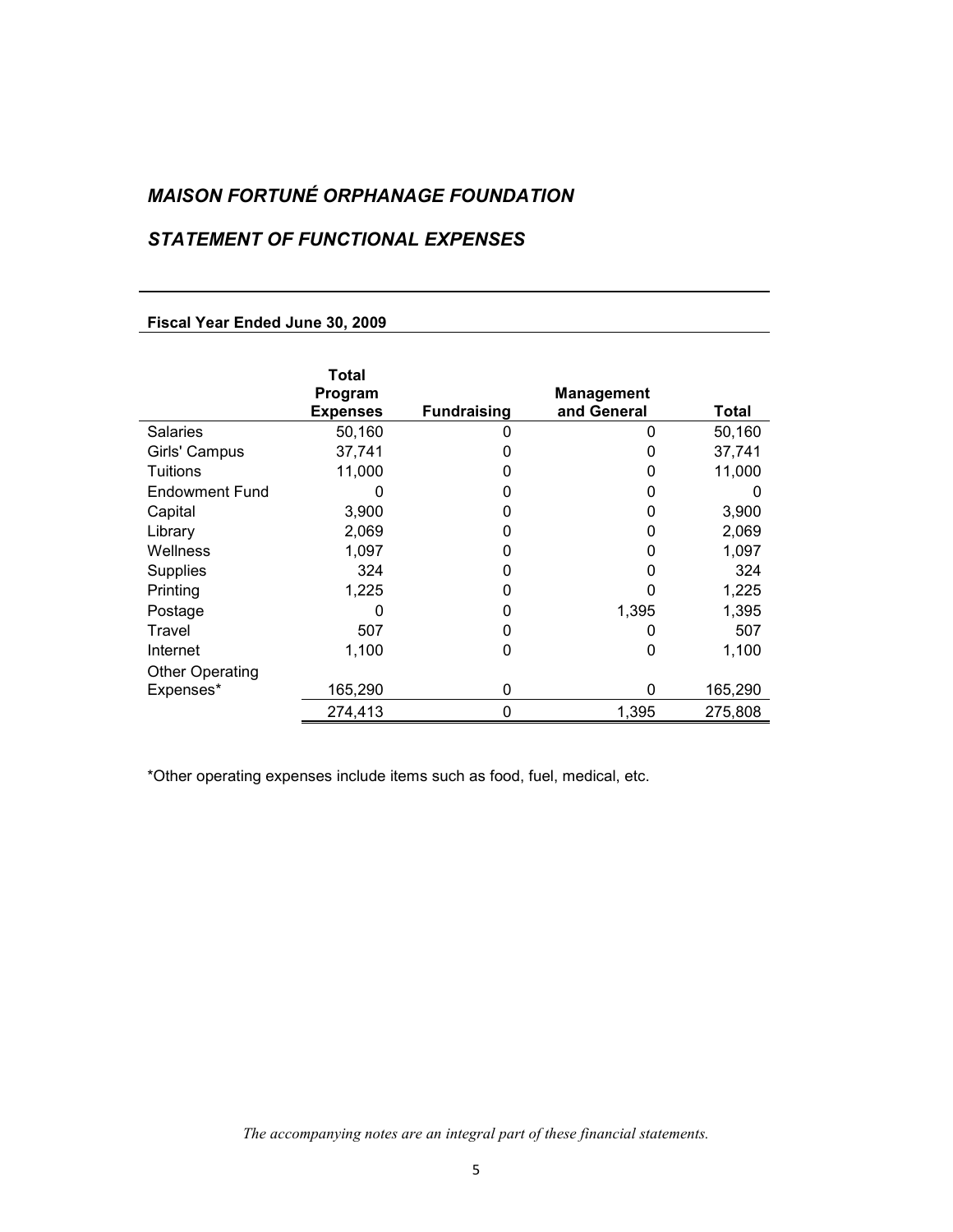## *MAISON FORTUNÉ ORPHANAGE FOUNDATION*

## *STATEMENT OF FUNCTIONAL EXPENSES*

**Fiscal Year Ended June 30, 2009**

| | Total Program Expenses | Fundraising | Management and General | Total |
|---|---|---|---|---|
| Salaries | 50,160 | 0 | 0 | 50,160 |
| Girls' Campus | 37,741 | 0 | 0 | 37,741 |
| Tuitions | 11,000 | 0 | 0 | 11,000 |
| Endowment Fund | 0 | 0 | 0 | 0 |
| Capital | 3,900 | 0 | 0 | 3,900 |
| Library | 2,069 | 0 | 0 | 2,069 |
| Wellness | 1,097 | 0 | 0 | 1,097 |
| Supplies | 324 | 0 | 0 | 324 |
| Printing | 1,225 | 0 | 0 | 1,225 |
| Postage | 0 | 0 | 1,395 | 1,395 |
| Travel | 507 | 0 | 0 | 507 |
| Internet | 1,100 | 0 | 0 | 1,100 |
| Other Operating Expenses* | 165,290 | 0 | 0 | 165,290 |
| | 274,413 | 0 | 1,395 | 275,808 |

*Other operating expenses include items such as food, fuel, medical, etc.

*The accompanying notes are an integral part of these financial statements.*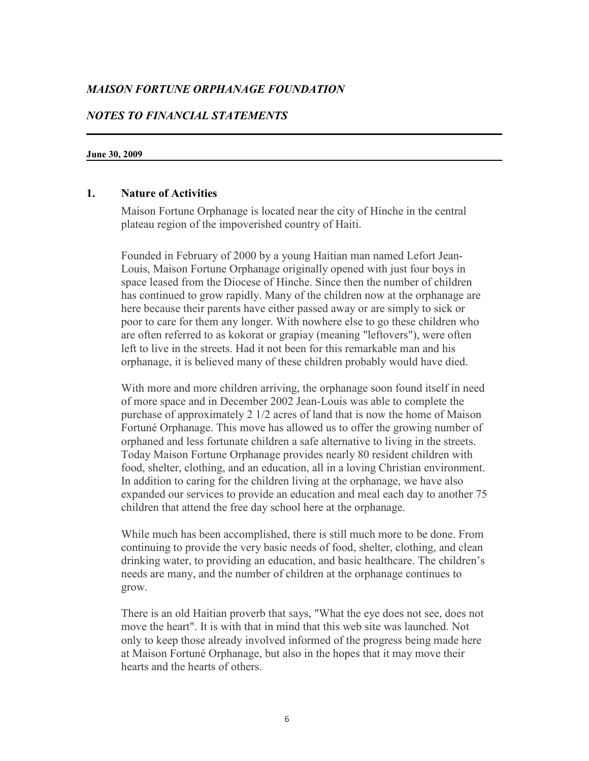*MAISON FORTUNE ORPHANAGE FOUNDATION*

*NOTES TO FINANCIAL STATEMENTS*

**June 30, 2009**

## 1. Nature of Activities

Maison Fortune Orphanage is located near the city of Hinche in the central plateau region of the impoverished country of Haiti.

Founded in February of 2000 by a young Haitian man named Lefort Jean-Louis, Maison Fortune Orphanage originally opened with just four boys in space leased from the Diocese of Hinche. Since then the number of children has continued to grow rapidly. Many of the children now at the orphanage are here because their parents have either passed away or are simply to sick or poor to care for them any longer. With nowhere else to go these children who are often referred to as kokorat or grapiay (meaning "leftovers"), were often left to live in the streets. Had it not been for this remarkable man and his orphanage, it is believed many of these children probably would have died.

With more and more children arriving, the orphanage soon found itself in need of more space and in December 2002 Jean-Louis was able to complete the purchase of approximately 2 1/2 acres of land that is now the home of Maison Fortuné Orphanage. This move has allowed us to offer the growing number of orphaned and less fortunate children a safe alternative to living in the streets. Today Maison Fortune Orphanage provides nearly 80 resident children with food, shelter, clothing, and an education, all in a loving Christian environment. In addition to caring for the children living at the orphanage, we have also expanded our services to provide an education and meal each day to another 75 children that attend the free day school here at the orphanage.

While much has been accomplished, there is still much more to be done. From continuing to provide the very basic needs of food, shelter, clothing, and clean drinking water, to providing an education, and basic healthcare. The children's needs are many, and the number of children at the orphanage continues to grow.

There is an old Haitian proverb that says, "What the eye does not see, does not move the heart". It is with that in mind that this web site was launched. Not only to keep those already involved informed of the progress being made here at Maison Fortuné Orphanage, but also in the hopes that it may move their hearts and the hearts of others.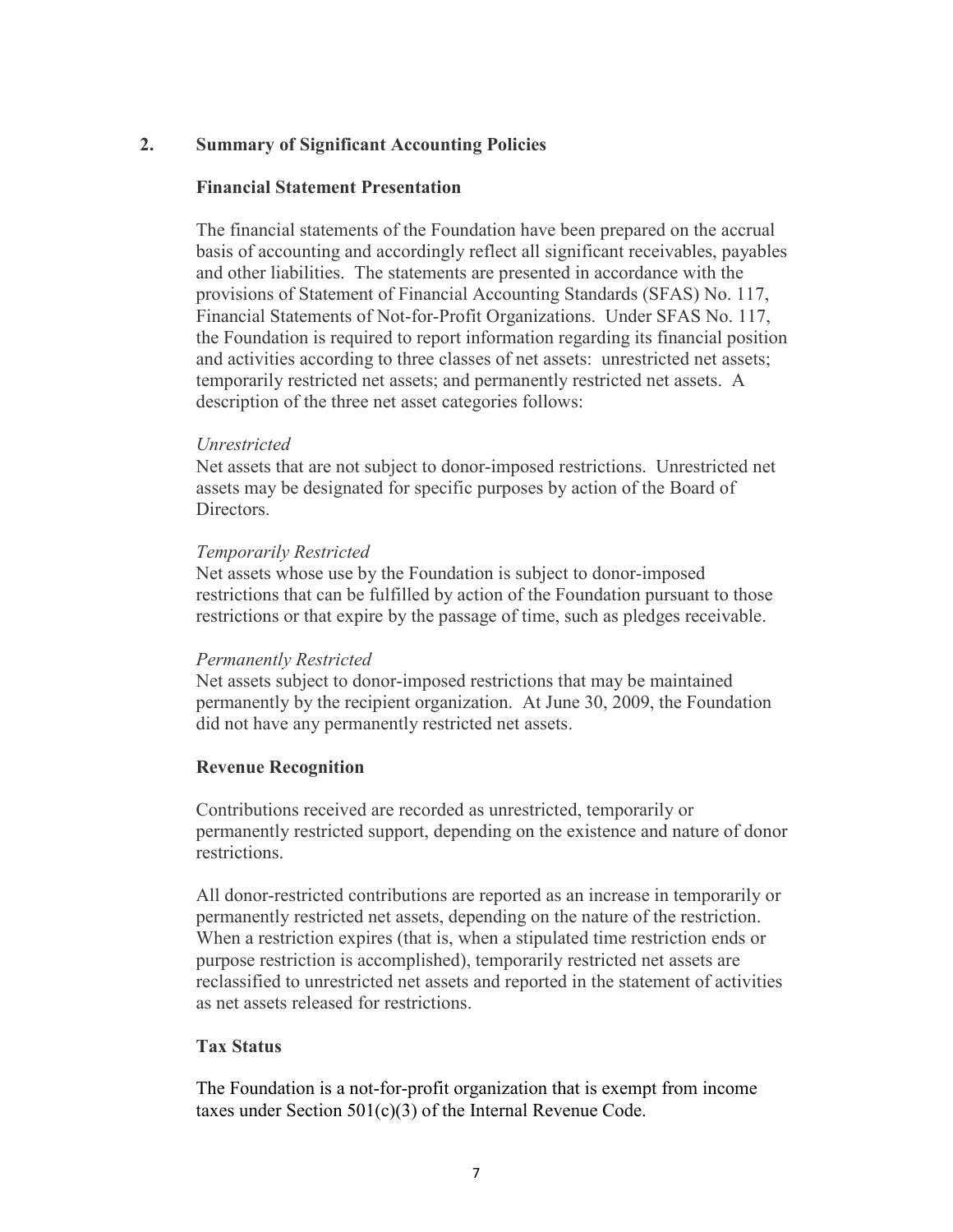## 2. Summary of Significant Accounting Policies

### Financial Statement Presentation

The financial statements of the Foundation have been prepared on the accrual basis of accounting and accordingly reflect all significant receivables, payables and other liabilities. The statements are presented in accordance with the provisions of Statement of Financial Accounting Standards (SFAS) No. 117, Financial Statements of Not-for-Profit Organizations. Under SFAS No. 117, the Foundation is required to report information regarding its financial position and activities according to three classes of net assets: unrestricted net assets; temporarily restricted net assets; and permanently restricted net assets. A description of the three net asset categories follows:

*Unrestricted*
Net assets that are not subject to donor-imposed restrictions. Unrestricted net assets may be designated for specific purposes by action of the Board of Directors.

*Temporarily Restricted*
Net assets whose use by the Foundation is subject to donor-imposed restrictions that can be fulfilled by action of the Foundation pursuant to those restrictions or that expire by the passage of time, such as pledges receivable.

*Permanently Restricted*
Net assets subject to donor-imposed restrictions that may be maintained permanently by the recipient organization. At June 30, 2009, the Foundation did not have any permanently restricted net assets.

### Revenue Recognition

Contributions received are recorded as unrestricted, temporarily or permanently restricted support, depending on the existence and nature of donor restrictions.

All donor-restricted contributions are reported as an increase in temporarily or permanently restricted net assets, depending on the nature of the restriction. When a restriction expires (that is, when a stipulated time restriction ends or purpose restriction is accomplished), temporarily restricted net assets are reclassified to unrestricted net assets and reported in the statement of activities as net assets released for restrictions.

### Tax Status

The Foundation is a not-for-profit organization that is exempt from income taxes under Section 501(c)(3) of the Internal Revenue Code.